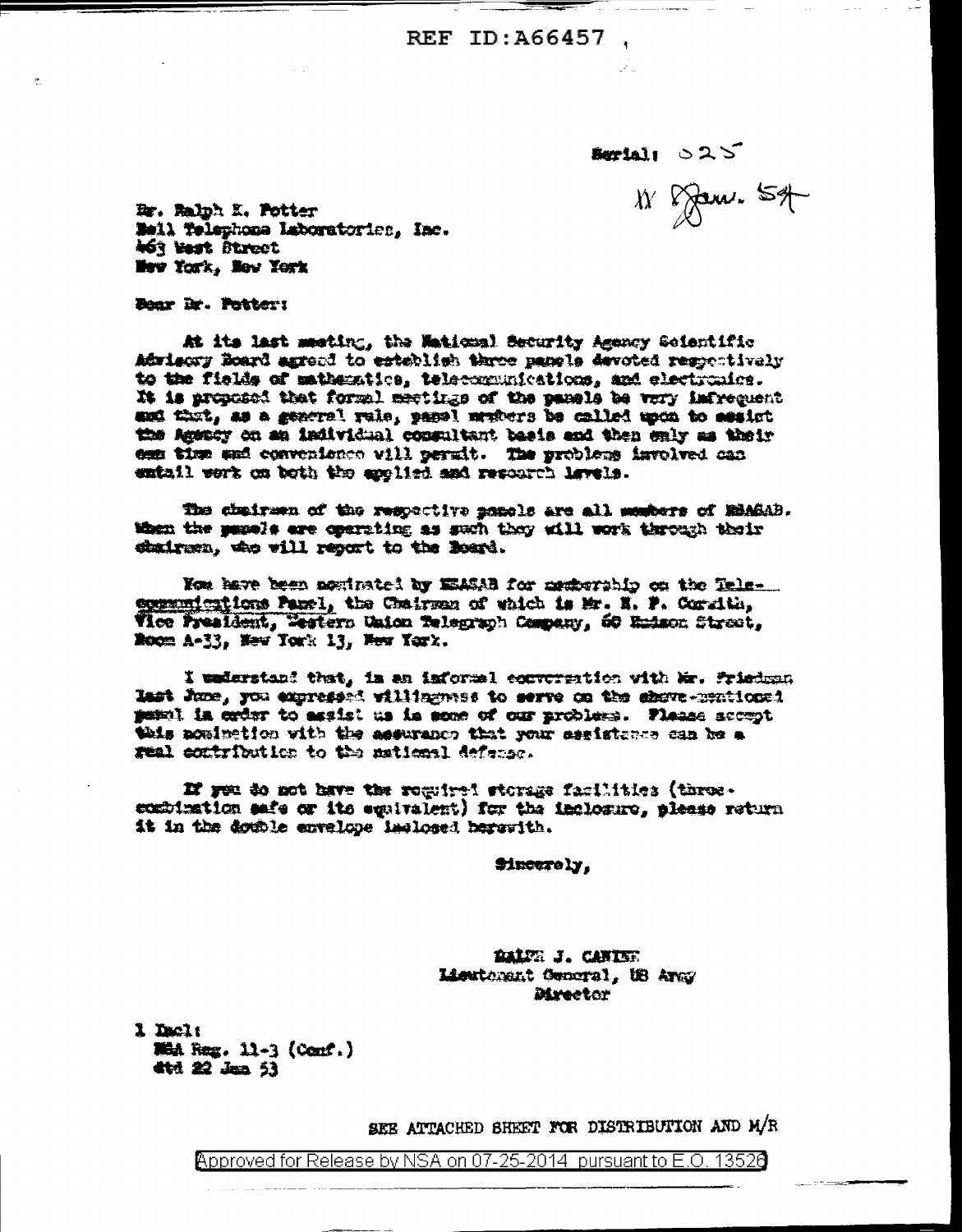REF ID:A66457

Serial: 025

11 Jan. 54

Dr. Ralph K. Potter
Bell Telephone Laboratories, Inc.
463 West Street
New York, New York

Dear Dr. Potter:

At its last meeting, the National Security Agency Scientific Advisory Board agreed to establish three panels devoted respectively to the fields of mathematics, telecommunications, and electronics. It is proposed that formal meetings of the panels be very infrequent and that, as a general rule, panel members be called upon to assist the Agency on an individual consultant basis and then only as their own time and convenience will permit. The problems involved can entail work on both the applied and research levels.

The chairmen of the respective panels are all members of NSASAB. When the panels are operating as such they will work through their chairmen, who will report to the Board.

You have been nominated by NSASAB for membership on the Telecommunications Panel, the Chairman of which is Mr. H. P. Corwith, Vice President, Western Union Telegraph Company, 60 Hudson Street, Room A-33, New York 13, New York.

I understand that, in an informal conversation with Mr. Friedman last June, you expressed willingness to serve on the above-mentioned panel in order to assist us in some of our problems. Please accept this nomination with the assurance that your assistance can be a real contribution to the national defense.

If you do not have the required storage facilities (three-combination safe or its equivalent) for the inclosure, please return it in the double envelope inclosed herewith.

Sincerely,

RALPH J. CANINE
Lieutenant General, US Army
Director

1 Incl:
NSA Reg. 11-3 (Conf.)
dtd 22 Jan 53

SEE ATTACHED SHEET FOR DISTRIBUTION AND M/R

Approved for Release by NSA on 07-25-2014 pursuant to E.O. 13526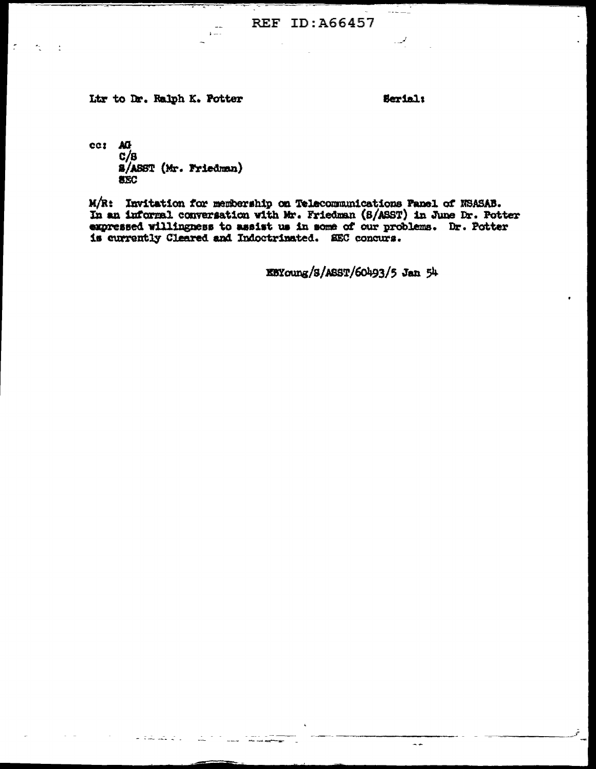Ltr to Dr. Ralph K. Potter  Serial:

cc: AG
C/S
S/ASST (Mr. Friedman)
SEC

M/R: Invitation for membership on Telecommunications Panel of NSASAB. In an informal conversation with Mr. Friedman (S/ASST) in June Dr. Potter expressed willingness to assist us in some of our problems. Dr. Potter is currently Cleared and Indoctrinated. SEC concurs.

EBYoung/S/ASST/60493/5 Jan 54